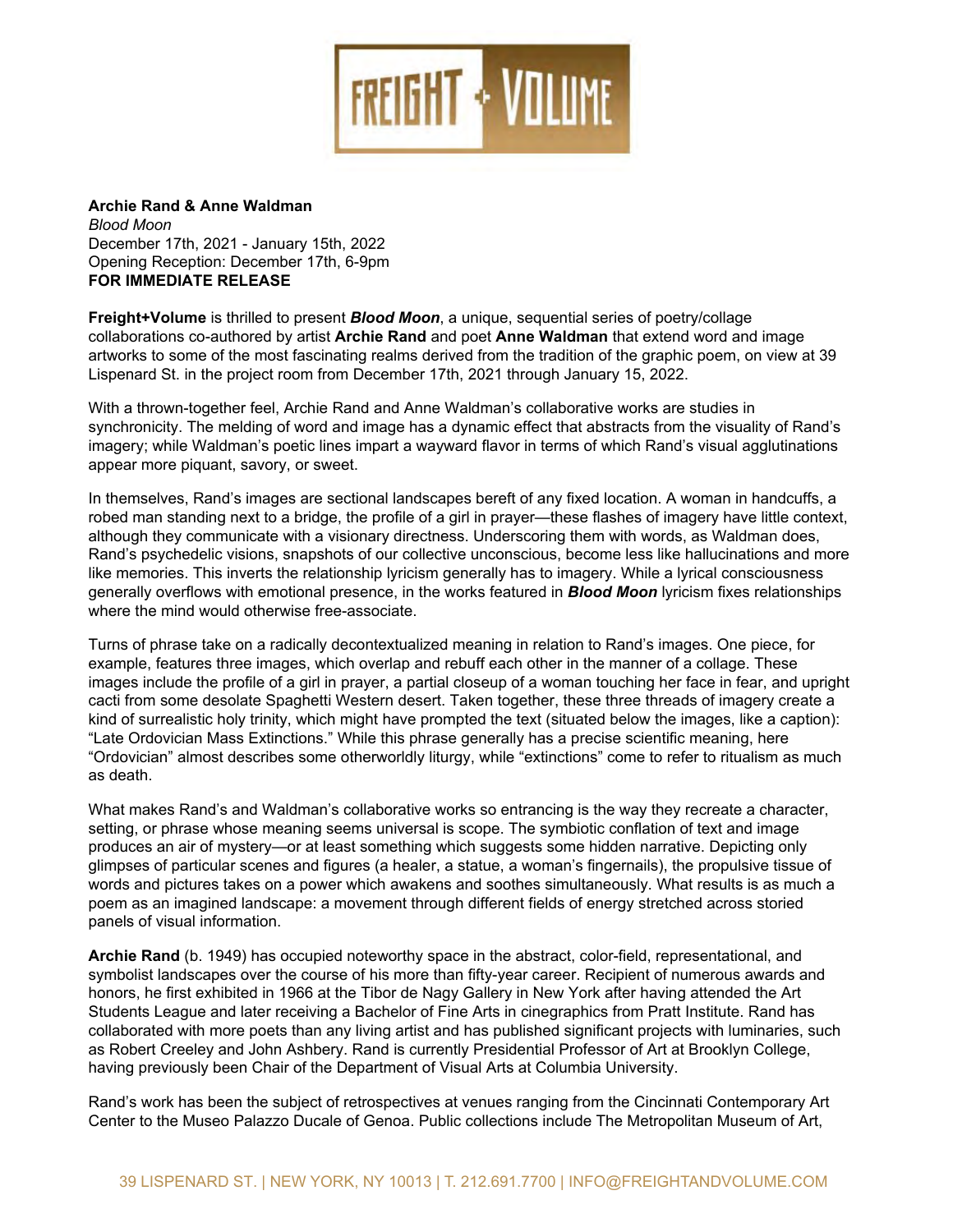FREIGHT + VOLUME

**Archie Rand & Anne Waldman**
*Blood Moon*
December 17th, 2021 - January 15th, 2022
Opening Reception: December 17th, 6-9pm
**FOR IMMEDIATE RELEASE**

**Freight+Volume** is thrilled to present ***Blood Moon***, a unique, sequential series of poetry/collage collaborations co-authored by artist **Archie Rand** and poet **Anne Waldman** that extend word and image artworks to some of the most fascinating realms derived from the tradition of the graphic poem, on view at 39 Lispenard St. in the project room from December 17th, 2021 through January 15, 2022.

With a thrown-together feel, Archie Rand and Anne Waldman's collaborative works are studies in synchronicity. The melding of word and image has a dynamic effect that abstracts from the visuality of Rand's imagery; while Waldman's poetic lines impart a wayward flavor in terms of which Rand's visual agglutinations appear more piquant, savory, or sweet.

In themselves, Rand's images are sectional landscapes bereft of any fixed location. A woman in handcuffs, a robed man standing next to a bridge, the profile of a girl in prayer—these flashes of imagery have little context, although they communicate with a visionary directness. Underscoring them with words, as Waldman does, Rand's psychedelic visions, snapshots of our collective unconscious, become less like hallucinations and more like memories. This inverts the relationship lyricism generally has to imagery. While a lyrical consciousness generally overflows with emotional presence, in the works featured in ***Blood Moon*** lyricism fixes relationships where the mind would otherwise free-associate.

Turns of phrase take on a radically decontextualized meaning in relation to Rand's images. One piece, for example, features three images, which overlap and rebuff each other in the manner of a collage. These images include the profile of a girl in prayer, a partial closeup of a woman touching her face in fear, and upright cacti from some desolate Spaghetti Western desert. Taken together, these three threads of imagery create a kind of surrealistic holy trinity, which might have prompted the text (situated below the images, like a caption): "Late Ordovician Mass Extinctions." While this phrase generally has a precise scientific meaning, here "Ordovician" almost describes some otherworldly liturgy, while "extinctions" come to refer to ritualism as much as death.

What makes Rand's and Waldman's collaborative works so entrancing is the way they recreate a character, setting, or phrase whose meaning seems universal is scope. The symbiotic conflation of text and image produces an air of mystery—or at least something which suggests some hidden narrative. Depicting only glimpses of particular scenes and figures (a healer, a statue, a woman's fingernails), the propulsive tissue of words and pictures takes on a power which awakens and soothes simultaneously. What results is as much a poem as an imagined landscape: a movement through different fields of energy stretched across storied panels of visual information.

**Archie Rand** (b. 1949) has occupied noteworthy space in the abstract, color-field, representational, and symbolist landscapes over the course of his more than fifty-year career. Recipient of numerous awards and honors, he first exhibited in 1966 at the Tibor de Nagy Gallery in New York after having attended the Art Students League and later receiving a Bachelor of Fine Arts in cinegraphics from Pratt Institute. Rand has collaborated with more poets than any living artist and has published significant projects with luminaries, such as Robert Creeley and John Ashbery. Rand is currently Presidential Professor of Art at Brooklyn College, having previously been Chair of the Department of Visual Arts at Columbia University.

Rand's work has been the subject of retrospectives at venues ranging from the Cincinnati Contemporary Art Center to the Museo Palazzo Ducale of Genoa. Public collections include The Metropolitan Museum of Art,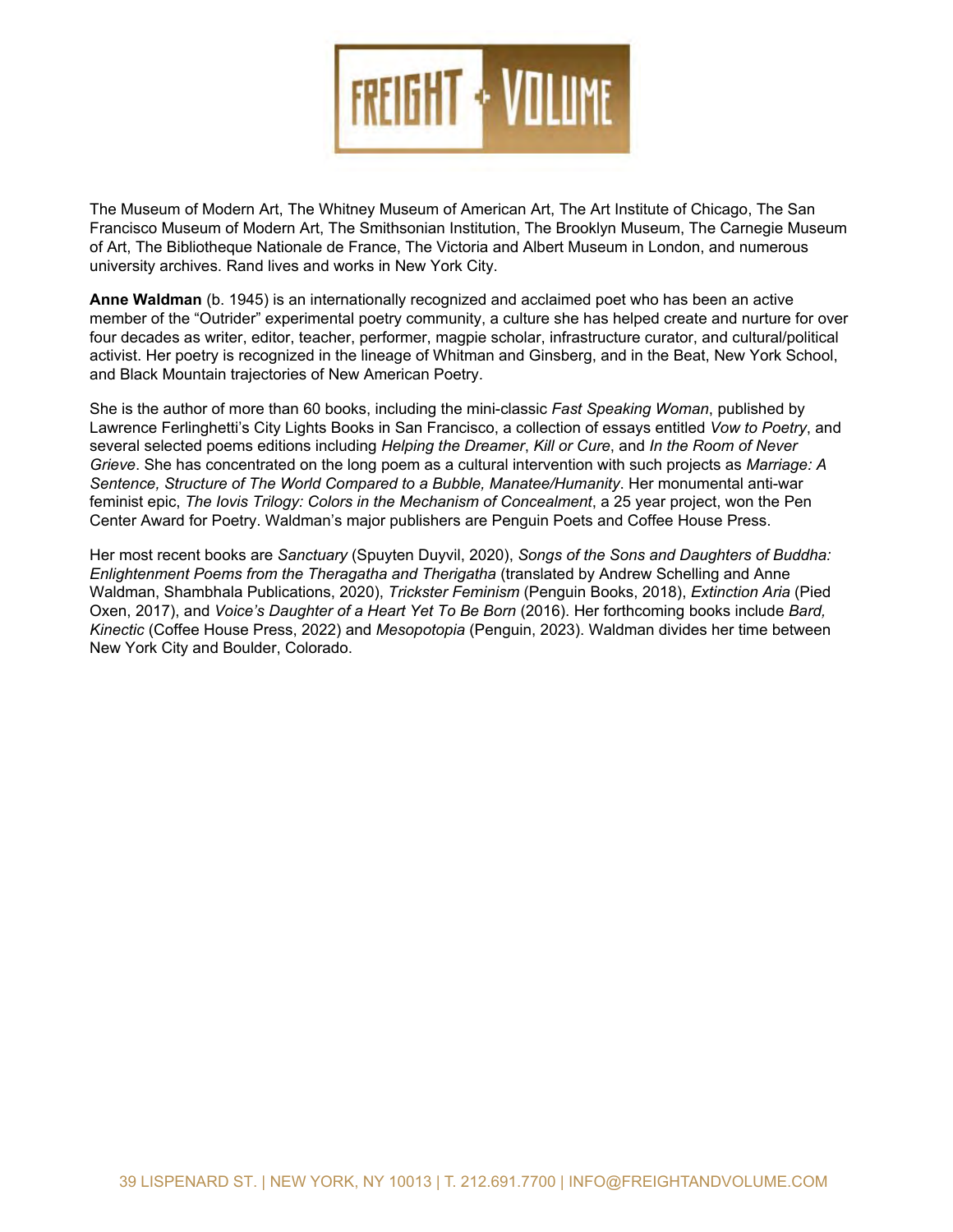The Museum of Modern Art, The Whitney Museum of American Art, The Art Institute of Chicago, The San Francisco Museum of Modern Art, The Smithsonian Institution, The Brooklyn Museum, The Carnegie Museum of Art, The Bibliotheque Nationale de France, The Victoria and Albert Museum in London, and numerous university archives. Rand lives and works in New York City.

**Anne Waldman** (b. 1945) is an internationally recognized and acclaimed poet who has been an active member of the "Outrider" experimental poetry community, a culture she has helped create and nurture for over four decades as writer, editor, teacher, performer, magpie scholar, infrastructure curator, and cultural/political activist. Her poetry is recognized in the lineage of Whitman and Ginsberg, and in the Beat, New York School, and Black Mountain trajectories of New American Poetry.

She is the author of more than 60 books, including the mini-classic *Fast Speaking Woman*, published by Lawrence Ferlinghetti's City Lights Books in San Francisco, a collection of essays entitled *Vow to Poetry*, and several selected poems editions including *Helping the Dreamer*, *Kill or Cure*, and *In the Room of Never Grieve*. She has concentrated on the long poem as a cultural intervention with such projects as *Marriage: A Sentence, Structure of The World Compared to a Bubble, Manatee/Humanity*. Her monumental anti-war feminist epic, *The Iovis Trilogy: Colors in the Mechanism of Concealment*, a 25 year project, won the Pen Center Award for Poetry. Waldman's major publishers are Penguin Poets and Coffee House Press.

Her most recent books are *Sanctuary* (Spuyten Duyvil, 2020), *Songs of the Sons and Daughters of Buddha: Enlightenment Poems from the Theragatha and Therigatha* (translated by Andrew Schelling and Anne Waldman, Shambhala Publications, 2020), *Trickster Feminism* (Penguin Books, 2018), *Extinction Aria* (Pied Oxen, 2017), and *Voice's Daughter of a Heart Yet To Be Born* (2016). Her forthcoming books include *Bard, Kinectic* (Coffee House Press, 2022) and *Mesopotopia* (Penguin, 2023). Waldman divides her time between New York City and Boulder, Colorado.